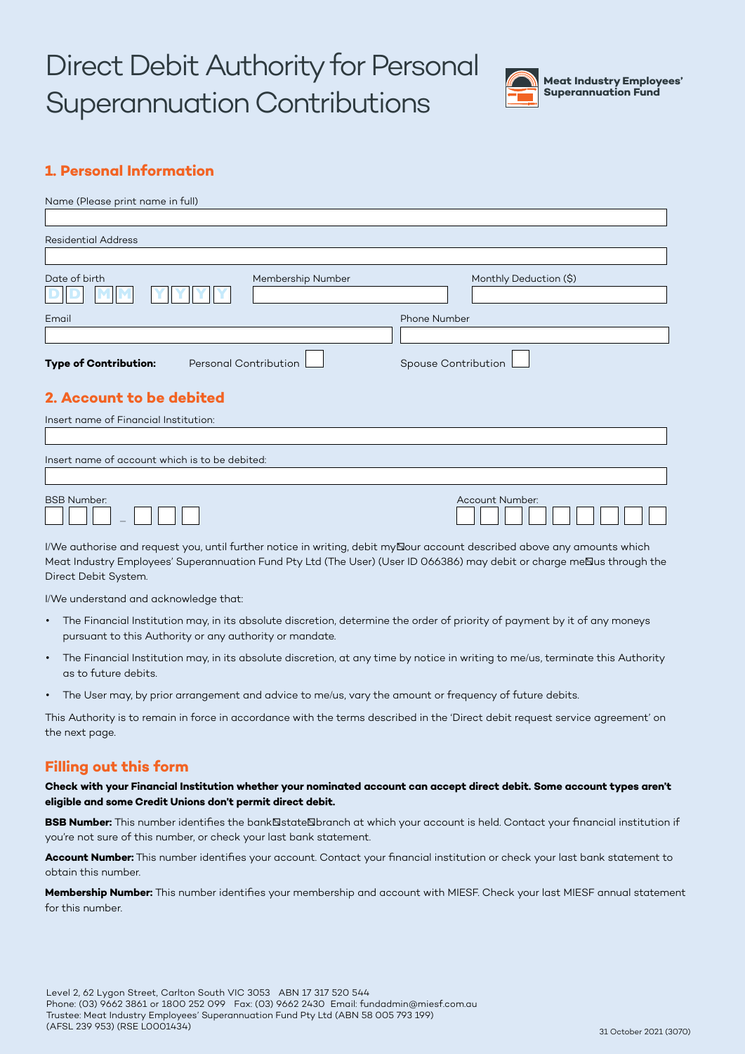# Direct Debit Authority for Personal Superannuation Contributions

**Meat Industry Employees' Superannuation Fund**

## 1. Personal Information

Name (Please print name in full)

Residential Address

Date of birth D D M M Y Y Y Y

Membership Number

Monthly Deduction ($)

Email

Phone Number

**Type of Contribution:** Personal Contribution ☐ Spouse Contribution ☐

## 2. Account to be debited

Insert name of Financial Institution:

Insert name of account which is to be debited:

BSB Number: ☐☐☐ – ☐☐☐

Account Number: ☐☐☐☐☐☐☐☐☐

I/We authorise and request you, until further notice in writing, debit my/our account described above any amounts which Meat Industry Employees' Superannuation Fund Pty Ltd (The User) (User ID 066386) may debit or charge me/us through the Direct Debit System.

I/We understand and acknowledge that:

- The Financial Institution may, in its absolute discretion, determine the order of priority of payment by it of any moneys pursuant to this Authority or any authority or mandate.
- The Financial Institution may, in its absolute discretion, at any time by notice in writing to me/us, terminate this Authority as to future debits.
- The User may, by prior arrangement and advice to me/us, vary the amount or frequency of future debits.

This Authority is to remain in force in accordance with the terms described in the 'Direct debit request service agreement' on the next page.

## Filling out this form

**Check with your Financial Institution whether your nominated account can accept direct debit. Some account types aren't eligible and some Credit Unions don't permit direct debit.**

**BSB Number:** This number identifies the bank/state/branch at which your account is held. Contact your financial institution if you're not sure of this number, or check your last bank statement.

**Account Number:** This number identifies your account. Contact your financial institution or check your last bank statement to obtain this number.

**Membership Number:** This number identifies your membership and account with MIESF. Check your last MIESF annual statement for this number.

Level 2, 62 Lygon Street, Carlton South VIC 3053 ABN 17 317 520 544
Phone: (03) 9662 3861 or 1800 252 099 Fax: (03) 9662 2430 Email: fundadmin@miesf.com.au
Trustee: Meat Industry Employees' Superannuation Fund Pty Ltd (ABN 58 005 793 199)
(AFSL 239 953) (RSE L0001434)

31 October 2021 (3070)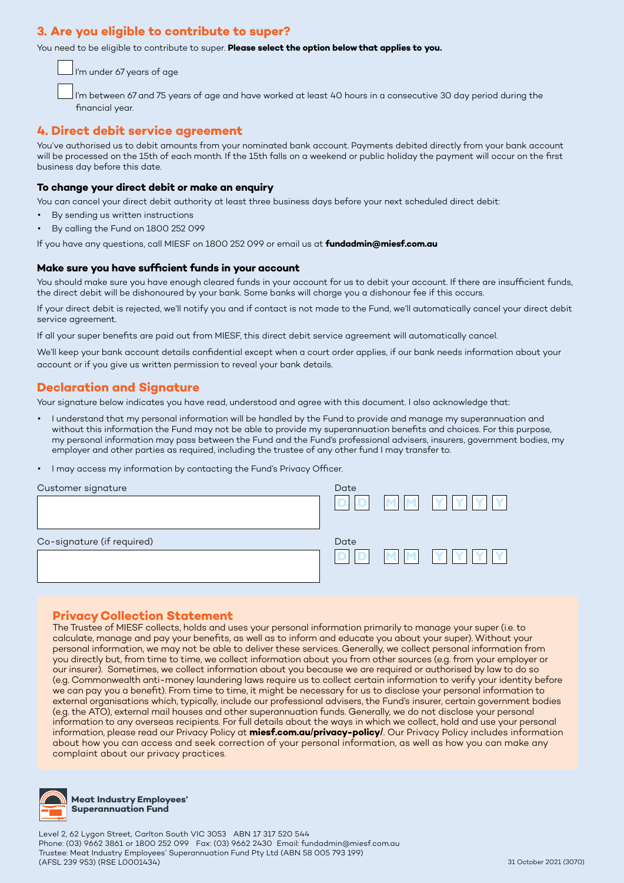## 3. Are you eligible to contribute to super?

You need to be eligible to contribute to super. **Please select the option below that applies to you.**

☐ I'm under 67 years of age

☐ I'm between 67 and 75 years of age and have worked at least 40 hours in a consecutive 30 day period during the financial year.

## 4. Direct debit service agreement

You've authorised us to debit amounts from your nominated bank account. Payments debited directly from your bank account will be processed on the 15th of each month. If the 15th falls on a weekend or public holiday the payment will occur on the first business day before this date.

### To change your direct debit or make an enquiry

You can cancel your direct debit authority at least three business days before your next scheduled direct debit:

- By sending us written instructions
- By calling the Fund on 1800 252 099

If you have any questions, call MIESF on 1800 252 099 or email us at **fundadmin@miesf.com.au**

### Make sure you have sufficient funds in your account

You should make sure you have enough cleared funds in your account for us to debit your account. If there are insufficient funds, the direct debit will be dishonoured by your bank. Some banks will charge you a dishonour fee if this occurs.

If your direct debit is rejected, we'll notify you and if contact is not made to the Fund, we'll automatically cancel your direct debit service agreement.

If all your super benefits are paid out from MIESF, this direct debit service agreement will automatically cancel.

We'll keep your bank account details confidential except when a court order applies, if our bank needs information about your account or if you give us written permission to reveal your bank details.

## Declaration and Signature

Your signature below indicates you have read, understood and agree with this document. I also acknowledge that:

- I understand that my personal information will be handled by the Fund to provide and manage my superannuation and without this information the Fund may not be able to provide my superannuation benefits and choices. For this purpose, my personal information may pass between the Fund and the Fund's professional advisers, insurers, government bodies, my employer and other parties as required, including the trustee of any other fund I may transfer to.
- I may access my information by contacting the Fund's Privacy Officer.

Customer signature

Date D D / M M / Y Y Y Y

Co-signature (if required)

Date D D / M M / Y Y Y Y

## Privacy Collection Statement

The Trustee of MIESF collects, holds and uses your personal information primarily to manage your super (i.e. to calculate, manage and pay your benefits, as well as to inform and educate you about your super). Without your personal information, we may not be able to deliver these services. Generally, we collect personal information from you directly but, from time to time, we collect information about you from other sources (e.g. from your employer or our insurer). Sometimes, we collect information about you because we are required or authorised by law to do so (e.g. Commonwealth anti-money laundering laws require us to collect certain information to verify your identity before we can pay you a benefit). From time to time, it might be necessary for us to disclose your personal information to external organisations which, typically, include our professional advisers, the Fund's insurer, certain government bodies (e.g. the ATO), external mail houses and other superannuation funds. Generally, we do not disclose your personal information to any overseas recipients. For full details about the ways in which we collect, hold and use your personal information, please read our Privacy Policy at **miesf.com.au/privacy-policy/**. Our Privacy Policy includes information about how you can access and seek correction of your personal information, as well as how you can make any complaint about our privacy practices.

**Meat Industry Employees' Superannuation Fund**

Level 2, 62 Lygon Street, Carlton South VIC 3053 ABN 17 317 520 544
Phone: (03) 9662 3861 or 1800 252 099 Fax: (03) 9662 2430 Email: fundadmin@miesf.com.au
Trustee: Meat Industry Employees' Superannuation Fund Pty Ltd (ABN 58 005 793 199)
(AFSL 239 953) (RSE L0001434)

31 October 2021 (3070)